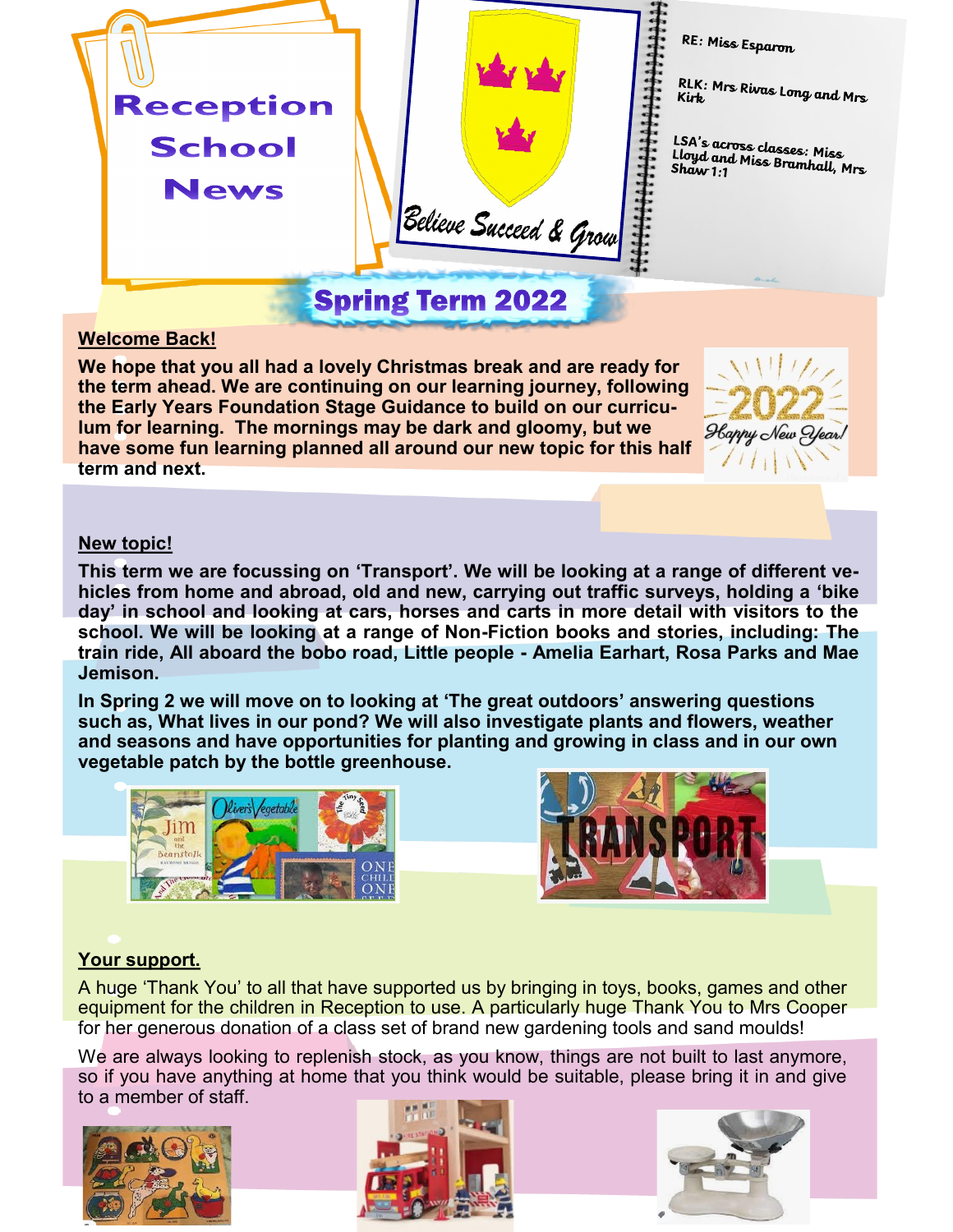# Reception School News

Believe Succeed & Grow

RE: Miss Esparon

RLK: Mrs Rivas Long and Mrs Kirk

LSA's across classes: Miss Lloyd and Miss Bramhall, Mrs Shaw 1:1

## Spring Term 2022

### Welcome Back!

**We hope that you all had a lovely Christmas break and are ready for the term ahead. We are continuing on our learning journey, following the Early Years Foundation Stage Guidance to build on our curriculum for learning. The mornings may be dark and gloomy, but we have some fun learning planned all around our new topic for this half term and next.**

### New topic!

**This term we are focussing on 'Transport'. We will be looking at a range of different vehicles from home and abroad, old and new, carrying out traffic surveys, holding a 'bike day' in school and looking at cars, horses and carts in more detail with visitors to the school. We will be looking at a range of Non-Fiction books and stories, including: The train ride, All aboard the bobo road, Little people - Amelia Earhart, Rosa Parks and Mae Jemison.**

**In Spring 2 we will move on to looking at 'The great outdoors' answering questions such as, What lives in our pond? We will also investigate plants and flowers, weather and seasons and have opportunities for planting and growing in class and in our own vegetable patch by the bottle greenhouse.**

### Your support.

A huge 'Thank You' to all that have supported us by bringing in toys, books, games and other equipment for the children in Reception to use. A particularly huge Thank You to Mrs Cooper for her generous donation of a class set of brand new gardening tools and sand moulds!

We are always looking to replenish stock, as you know, things are not built to last anymore, so if you have anything at home that you think would be suitable, please bring it in and give to a member of staff.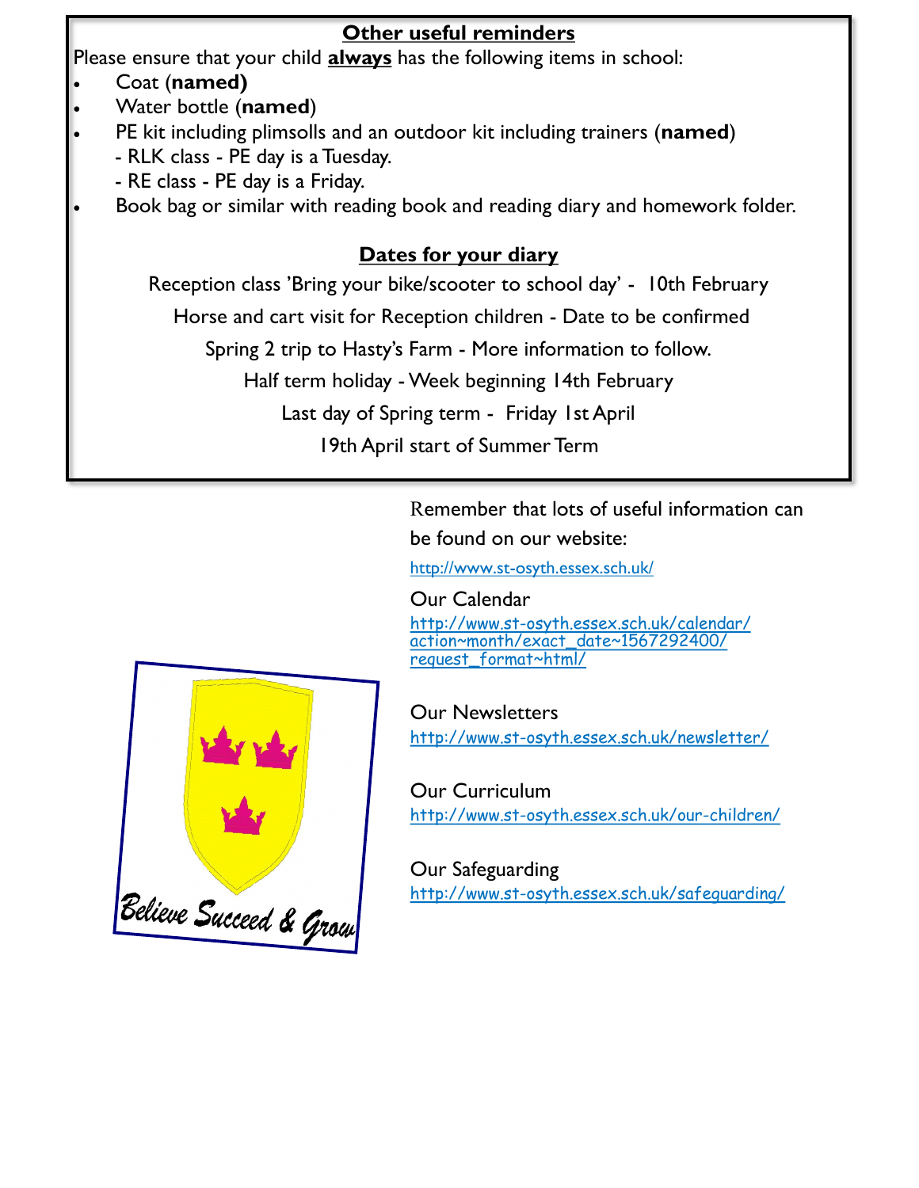## Other useful reminders

Please ensure that your child **always** has the following items in school:

- Coat (**named)**
- Water bottle (**named**)
- PE kit including plimsolls and an outdoor kit including trainers (**named**)
  - RLK class - PE day is a Tuesday.
  - RE class - PE day is a Friday.
- Book bag or similar with reading book and reading diary and homework folder.

## Dates for your diary

Reception class 'Bring your bike/scooter to school day' - 10th February

Horse and cart visit for Reception children - Date to be confirmed

Spring 2 trip to Hasty's Farm - More information to follow.

Half term holiday - Week beginning 14th February

Last day of Spring term - Friday 1st April

19th April start of Summer Term

Believe Succeed & Grow

Remember that lots of useful information can be found on our website:

http://www.st-osyth.essex.sch.uk/

Our Calendar

http://www.st-osyth.essex.sch.uk/calendar/action~month/exact_date~1567292400/request_format~html/

Our Newsletters

http://www.st-osyth.essex.sch.uk/newsletter/

Our Curriculum

http://www.st-osyth.essex.sch.uk/our-children/

Our Safeguarding

http://www.st-osyth.essex.sch.uk/safeguarding/